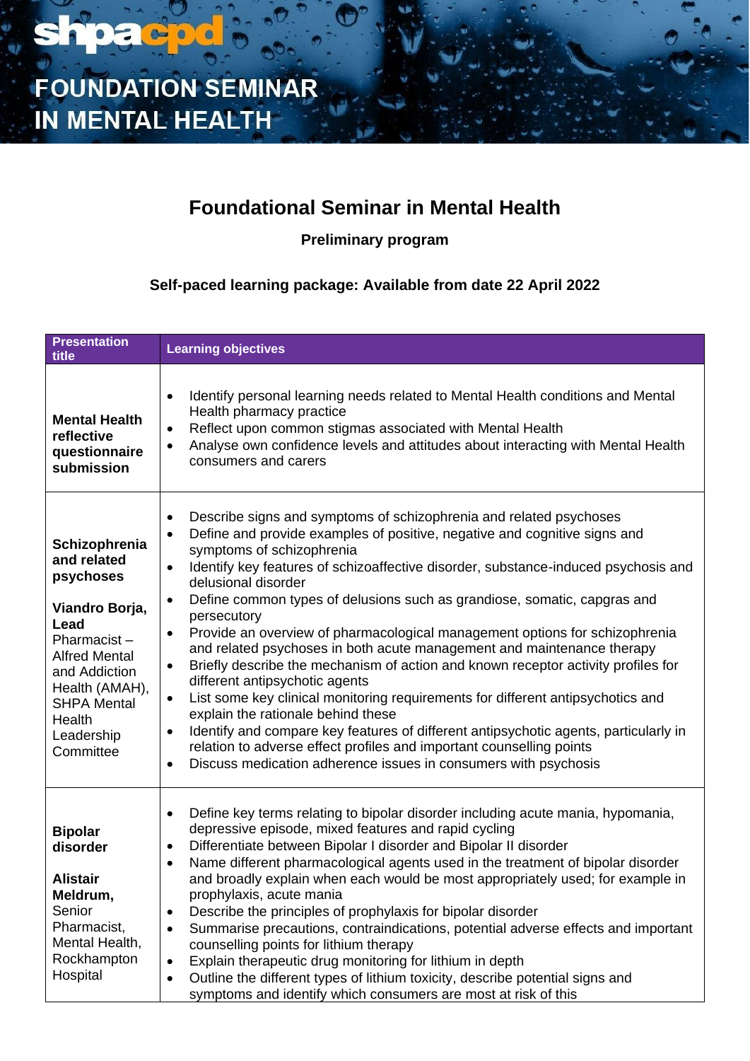# FOUNDATION SEMINAR IN MENTAL HEALTH

## Foundational Seminar in Mental Health

**Preliminary program**

**Self-paced learning package: Available from date 22 April 2022**

| Presentation title | Learning objectives |
|---|---|
| **Mental Health reflective questionnaire submission** | • Identify personal learning needs related to Mental Health conditions and Mental Health pharmacy practice<br>• Reflect upon common stigmas associated with Mental Health<br>• Analyse own confidence levels and attitudes about interacting with Mental Health consumers and carers |
| **Schizophrenia and related psychoses**<br><br>**Viandro Borja, Lead** Pharmacist – Alfred Mental and Addiction Health (AMAH), SHPA Mental Health Leadership Committee | • Describe signs and symptoms of schizophrenia and related psychoses<br>• Define and provide examples of positive, negative and cognitive signs and symptoms of schizophrenia<br>• Identify key features of schizoaffective disorder, substance-induced psychosis and delusional disorder<br>• Define common types of delusions such as grandiose, somatic, capgras and persecutory<br>• Provide an overview of pharmacological management options for schizophrenia and related psychoses in both acute management and maintenance therapy<br>• Briefly describe the mechanism of action and known receptor activity profiles for different antipsychotic agents<br>• List some key clinical monitoring requirements for different antipsychotics and explain the rationale behind these<br>• Identify and compare key features of different antipsychotic agents, particularly in relation to adverse effect profiles and important counselling points<br>• Discuss medication adherence issues in consumers with psychosis |
| **Bipolar disorder**<br><br>**Alistair Meldrum,** Senior Pharmacist, Mental Health, Rockhampton Hospital | • Define key terms relating to bipolar disorder including acute mania, hypomania, depressive episode, mixed features and rapid cycling<br>• Differentiate between Bipolar I disorder and Bipolar II disorder<br>• Name different pharmacological agents used in the treatment of bipolar disorder and broadly explain when each would be most appropriately used; for example in prophylaxis, acute mania<br>• Describe the principles of prophylaxis for bipolar disorder<br>• Summarise precautions, contraindications, potential adverse effects and important counselling points for lithium therapy<br>• Explain therapeutic drug monitoring for lithium in depth<br>• Outline the different types of lithium toxicity, describe potential signs and symptoms and identify which consumers are most at risk of this |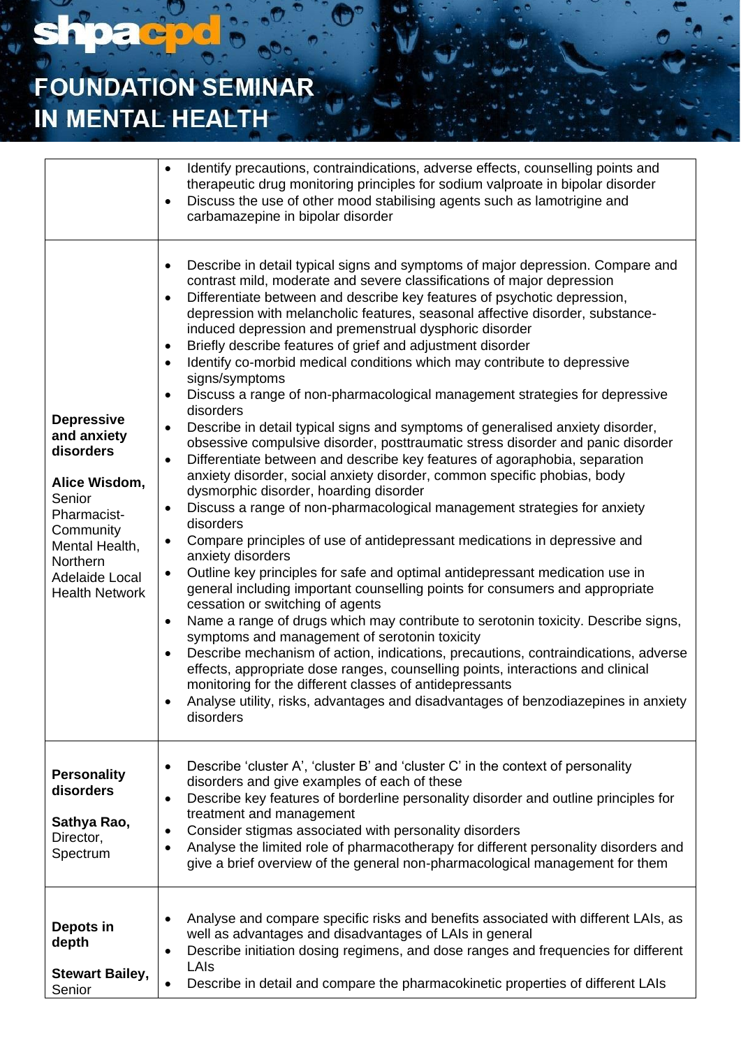# FOUNDATION SEMINAR IN MENTAL HEALTH

| | |
|---|---|
| | • Identify precautions, contraindications, adverse effects, counselling points and therapeutic drug monitoring principles for sodium valproate in bipolar disorder<br>• Discuss the use of other mood stabilising agents such as lamotrigine and carbamazepine in bipolar disorder |
| **Depressive and anxiety disorders**<br><br>**Alice Wisdom,** Senior Pharmacist-Community Mental Health, Northern Adelaide Local Health Network | • Describe in detail typical signs and symptoms of major depression. Compare and contrast mild, moderate and severe classifications of major depression<br>• Differentiate between and describe key features of psychotic depression, depression with melancholic features, seasonal affective disorder, substance-induced depression and premenstrual dysphoric disorder<br>• Briefly describe features of grief and adjustment disorder<br>• Identify co-morbid medical conditions which may contribute to depressive signs/symptoms<br>• Discuss a range of non-pharmacological management strategies for depressive disorders<br>• Describe in detail typical signs and symptoms of generalised anxiety disorder, obsessive compulsive disorder, posttraumatic stress disorder and panic disorder<br>• Differentiate between and describe key features of agoraphobia, separation anxiety disorder, social anxiety disorder, common specific phobias, body dysmorphic disorder, hoarding disorder<br>• Discuss a range of non-pharmacological management strategies for anxiety disorders<br>• Compare principles of use of antidepressant medications in depressive and anxiety disorders<br>• Outline key principles for safe and optimal antidepressant medication use in general including important counselling points for consumers and appropriate cessation or switching of agents<br>• Name a range of drugs which may contribute to serotonin toxicity. Describe signs, symptoms and management of serotonin toxicity<br>• Describe mechanism of action, indications, precautions, contraindications, adverse effects, appropriate dose ranges, counselling points, interactions and clinical monitoring for the different classes of antidepressants<br>• Analyse utility, risks, advantages and disadvantages of benzodiazepines in anxiety disorders |
| **Personality disorders**<br><br>**Sathya Rao,** Director, Spectrum | • Describe 'cluster A', 'cluster B' and 'cluster C' in the context of personality disorders and give examples of each of these<br>• Describe key features of borderline personality disorder and outline principles for treatment and management<br>• Consider stigmas associated with personality disorders<br>• Analyse the limited role of pharmacotherapy for different personality disorders and give a brief overview of the general non-pharmacological management for them |
| **Depots in depth**<br><br>**Stewart Bailey,** Senior | • Analyse and compare specific risks and benefits associated with different LAIs, as well as advantages and disadvantages of LAIs in general<br>• Describe initiation dosing regimens, and dose ranges and frequencies for different LAIs<br>• Describe in detail and compare the pharmacokinetic properties of different LAIs |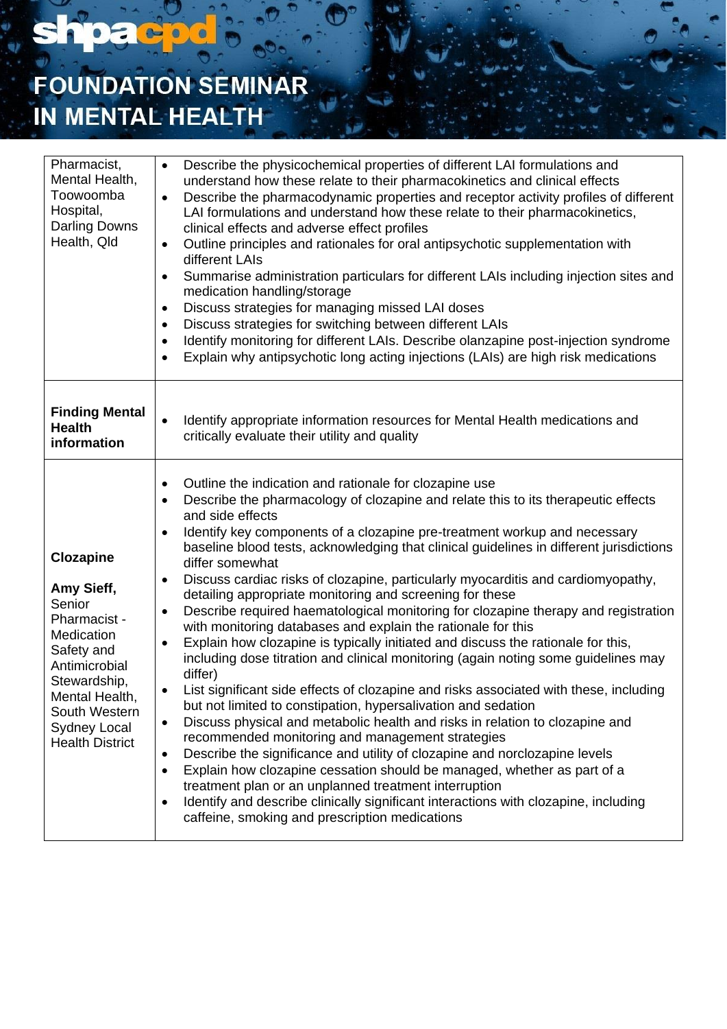# FOUNDATION SEMINAR IN MENTAL HEALTH

| | |
|---|---|
| Pharmacist, Mental Health, Toowoomba Hospital, Darling Downs Health, Qld | • Describe the physicochemical properties of different LAI formulations and understand how these relate to their pharmacokinetics and clinical effects<br>• Describe the pharmacodynamic properties and receptor activity profiles of different LAI formulations and understand how these relate to their pharmacokinetics, clinical effects and adverse effect profiles<br>• Outline principles and rationales for oral antipsychotic supplementation with different LAIs<br>• Summarise administration particulars for different LAIs including injection sites and medication handling/storage<br>• Discuss strategies for managing missed LAI doses<br>• Discuss strategies for switching between different LAIs<br>• Identify monitoring for different LAIs. Describe olanzapine post-injection syndrome<br>• Explain why antipsychotic long acting injections (LAIs) are high risk medications |
| **Finding Mental Health information** | • Identify appropriate information resources for Mental Health medications and critically evaluate their utility and quality |
| **Clozapine**<br><br>**Amy Sieff,** Senior Pharmacist - Medication Safety and Antimicrobial Stewardship, Mental Health, South Western Sydney Local Health District | • Outline the indication and rationale for clozapine use<br>• Describe the pharmacology of clozapine and relate this to its therapeutic effects and side effects<br>• Identify key components of a clozapine pre-treatment workup and necessary baseline blood tests, acknowledging that clinical guidelines in different jurisdictions differ somewhat<br>• Discuss cardiac risks of clozapine, particularly myocarditis and cardiomyopathy, detailing appropriate monitoring and screening for these<br>• Describe required haematological monitoring for clozapine therapy and registration with monitoring databases and explain the rationale for this<br>• Explain how clozapine is typically initiated and discuss the rationale for this, including dose titration and clinical monitoring (again noting some guidelines may differ)<br>• List significant side effects of clozapine and risks associated with these, including but not limited to constipation, hypersalivation and sedation<br>• Discuss physical and metabolic health and risks in relation to clozapine and recommended monitoring and management strategies<br>• Describe the significance and utility of clozapine and norclozapine levels<br>• Explain how clozapine cessation should be managed, whether as part of a treatment plan or an unplanned treatment interruption<br>• Identify and describe clinically significant interactions with clozapine, including caffeine, smoking and prescription medications |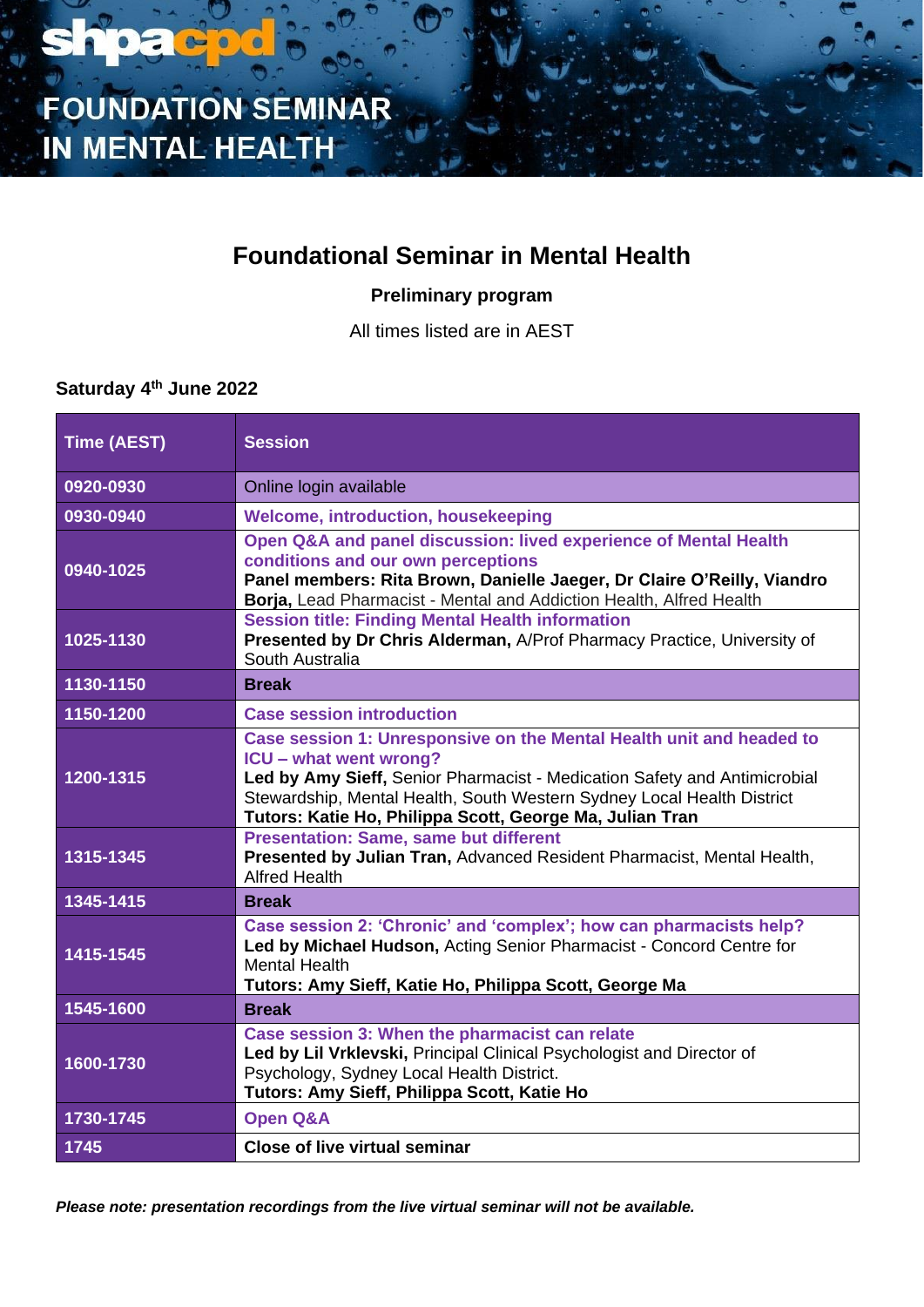# FOUNDATION SEMINAR IN MENTAL HEALTH

## Foundational Seminar in Mental Health

**Preliminary program**

All times listed are in AEST

**Saturday 4th June 2022**

| Time (AEST) | Session |
|---|---|
| 0920-0930 | Online login available |
| 0930-0940 | **Welcome, introduction, housekeeping** |
| 0940-1025 | **Open Q&A and panel discussion: lived experience of Mental Health conditions and our own perceptions**<br>**Panel members: Rita Brown, Danielle Jaeger, Dr Claire O'Reilly, Viandro Borja,** Lead Pharmacist - Mental and Addiction Health, Alfred Health |
| 1025-1130 | **Session title: Finding Mental Health information**<br>**Presented by Dr Chris Alderman,** A/Prof Pharmacy Practice, University of South Australia |
| 1130-1150 | **Break** |
| 1150-1200 | **Case session introduction** |
| 1200-1315 | **Case session 1: Unresponsive on the Mental Health unit and headed to ICU – what went wrong?**<br>**Led by Amy Sieff,** Senior Pharmacist - Medication Safety and Antimicrobial Stewardship, Mental Health, South Western Sydney Local Health District<br>**Tutors: Katie Ho, Philippa Scott, George Ma, Julian Tran** |
| 1315-1345 | **Presentation: Same, same but different**<br>**Presented by Julian Tran,** Advanced Resident Pharmacist, Mental Health, Alfred Health |
| 1345-1415 | **Break** |
| 1415-1545 | **Case session 2: 'Chronic' and 'complex'; how can pharmacists help?**<br>**Led by Michael Hudson,** Acting Senior Pharmacist - Concord Centre for Mental Health<br>**Tutors: Amy Sieff, Katie Ho, Philippa Scott, George Ma** |
| 1545-1600 | **Break** |
| 1600-1730 | **Case session 3: When the pharmacist can relate**<br>**Led by Lil Vrklevski,** Principal Clinical Psychologist and Director of Psychology, Sydney Local Health District.<br>**Tutors: Amy Sieff, Philippa Scott, Katie Ho** |
| 1730-1745 | **Open Q&A** |
| 1745 | **Close of live virtual seminar** |

***Please note: presentation recordings from the live virtual seminar will not be available.***